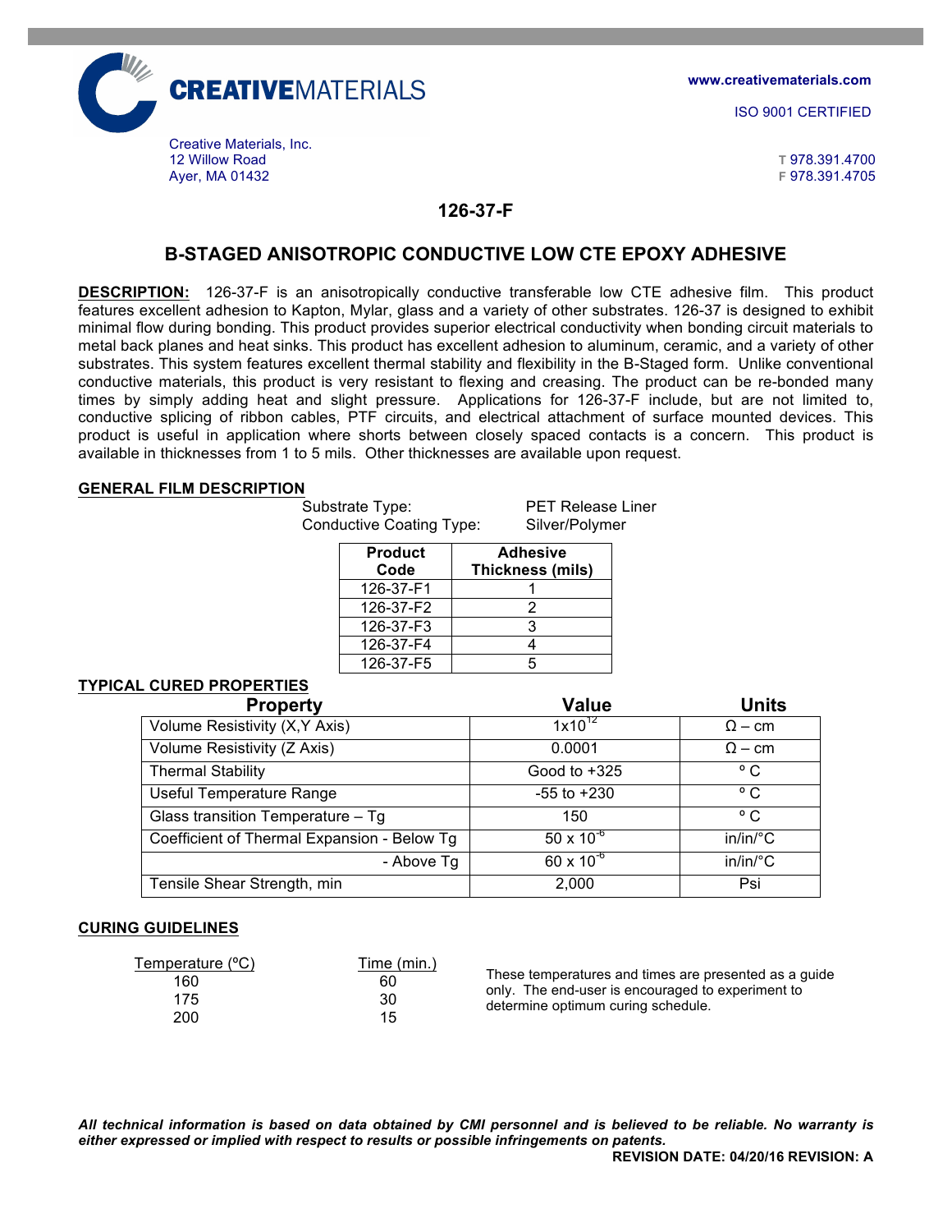**CREATIVEMATERIALS**

Creative Materials, Inc.
12 Willow Road
Ayer, MA 01432

www.creativematerials.com

ISO 9001 CERTIFIED

T 978.391.4700
F 978.391.4705

# 126-37-F

## B-STAGED ANISOTROPIC CONDUCTIVE LOW CTE EPOXY ADHESIVE

**DESCRIPTION:** 126-37-F is an anisotropically conductive transferable low CTE adhesive film. This product features excellent adhesion to Kapton, Mylar, glass and a variety of other substrates. 126-37 is designed to exhibit minimal flow during bonding. This product provides superior electrical conductivity when bonding circuit materials to metal back planes and heat sinks. This product has excellent adhesion to aluminum, ceramic, and a variety of other substrates. This system features excellent thermal stability and flexibility in the B-Staged form. Unlike conventional conductive materials, this product is very resistant to flexing and creasing. The product can be re-bonded many times by simply adding heat and slight pressure. Applications for 126-37-F include, but are not limited to, conductive splicing of ribbon cables, PTF circuits, and electrical attachment of surface mounted devices. This product is useful in application where shorts between closely spaced contacts is a concern. This product is available in thicknesses from 1 to 5 mils. Other thicknesses are available upon request.

### GENERAL FILM DESCRIPTION

Substrate Type: PET Release Liner
Conductive Coating Type: Silver/Polymer

| Product Code | Adhesive Thickness (mils) |
|---|---|
| 126-37-F1 | 1 |
| 126-37-F2 | 2 |
| 126-37-F3 | 3 |
| 126-37-F4 | 4 |
| 126-37-F5 | 5 |

### TYPICAL CURED PROPERTIES

| Property | Value | Units |
|---|---|---|
| Volume Resistivity (X,Y Axis) | $1x10^{12}$ | Ω – cm |
| Volume Resistivity (Z Axis) | 0.0001 | Ω – cm |
| Thermal Stability | Good to +325 | ° C |
| Useful Temperature Range | -55 to +230 | ° C |
| Glass transition Temperature – Tg | 150 | ° C |
| Coefficient of Thermal Expansion - Below Tg | $50 \times 10^{-6}$ | in/in/°C |
| - Above Tg | $60 \times 10^{-6}$ | in/in/°C |
| Tensile Shear Strength, min | 2,000 | Psi |

### CURING GUIDELINES

| Temperature (ºC) | Time (min.) |
|---|---|
| 160 | 60 |
| 175 | 30 |
| 200 | 15 |

These temperatures and times are presented as a guide only. The end-user is encouraged to experiment to determine optimum curing schedule.

***All technical information is based on data obtained by CMI personnel and is believed to be reliable. No warranty is either expressed or implied with respect to results or possible infringements on patents.***

**REVISION DATE: 04/20/16 REVISION: A**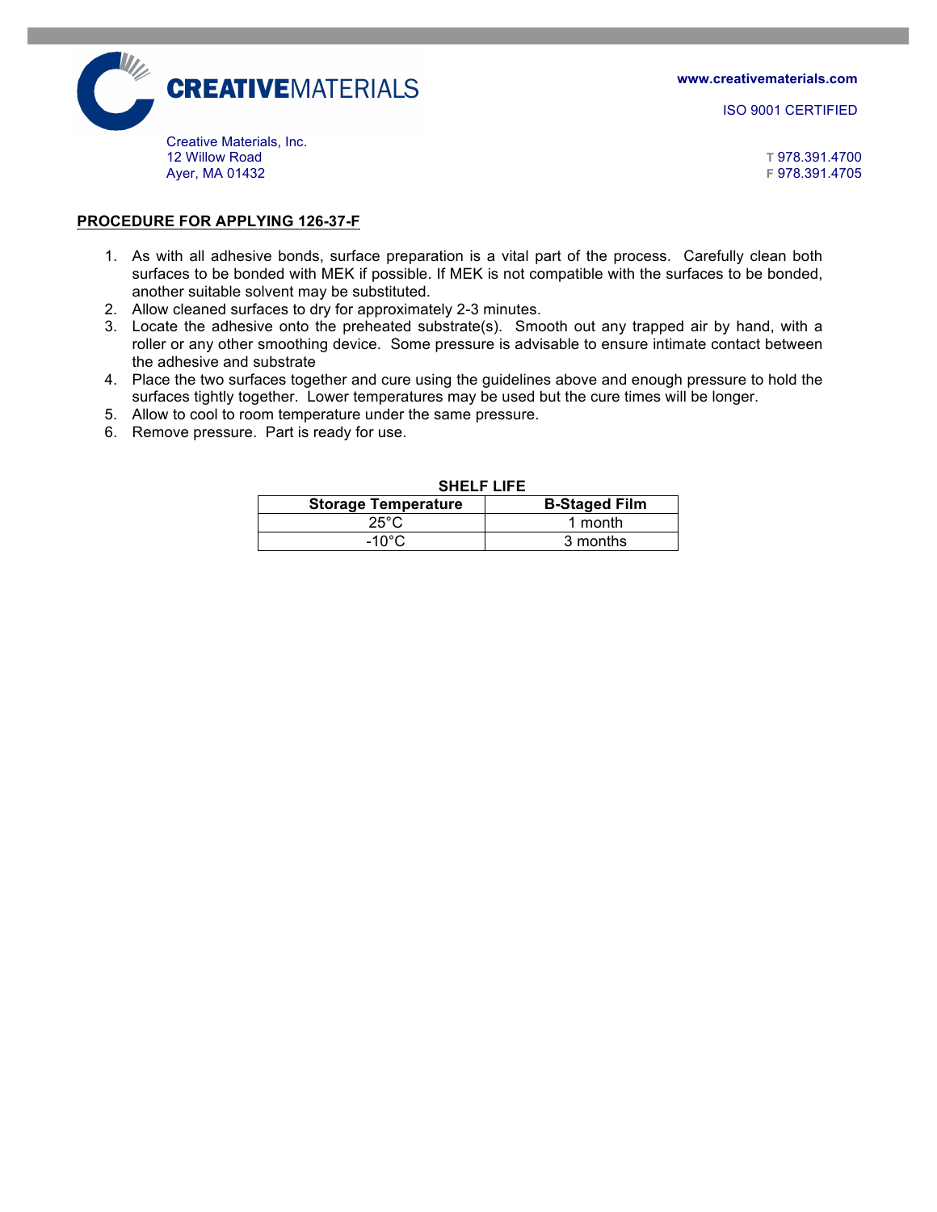**CREATIVEMATERIALS**

Creative Materials, Inc.
12 Willow Road
Ayer, MA 01432

www.creativematerials.com

ISO 9001 CERTIFIED

T 978.391.4700
F 978.391.4705

## PROCEDURE FOR APPLYING 126-37-F

1. As with all adhesive bonds, surface preparation is a vital part of the process. Carefully clean both surfaces to be bonded with MEK if possible. If MEK is not compatible with the surfaces to be bonded, another suitable solvent may be substituted.
2. Allow cleaned surfaces to dry for approximately 2-3 minutes.
3. Locate the adhesive onto the preheated substrate(s). Smooth out any trapped air by hand, with a roller or any other smoothing device. Some pressure is advisable to ensure intimate contact between the adhesive and substrate
4. Place the two surfaces together and cure using the guidelines above and enough pressure to hold the surfaces tightly together. Lower temperatures may be used but the cure times will be longer.
5. Allow to cool to room temperature under the same pressure.
6. Remove pressure. Part is ready for use.

**SHELF LIFE**

| Storage Temperature | B-Staged Film |
|---|---|
| 25°C | 1 month |
| -10°C | 3 months |